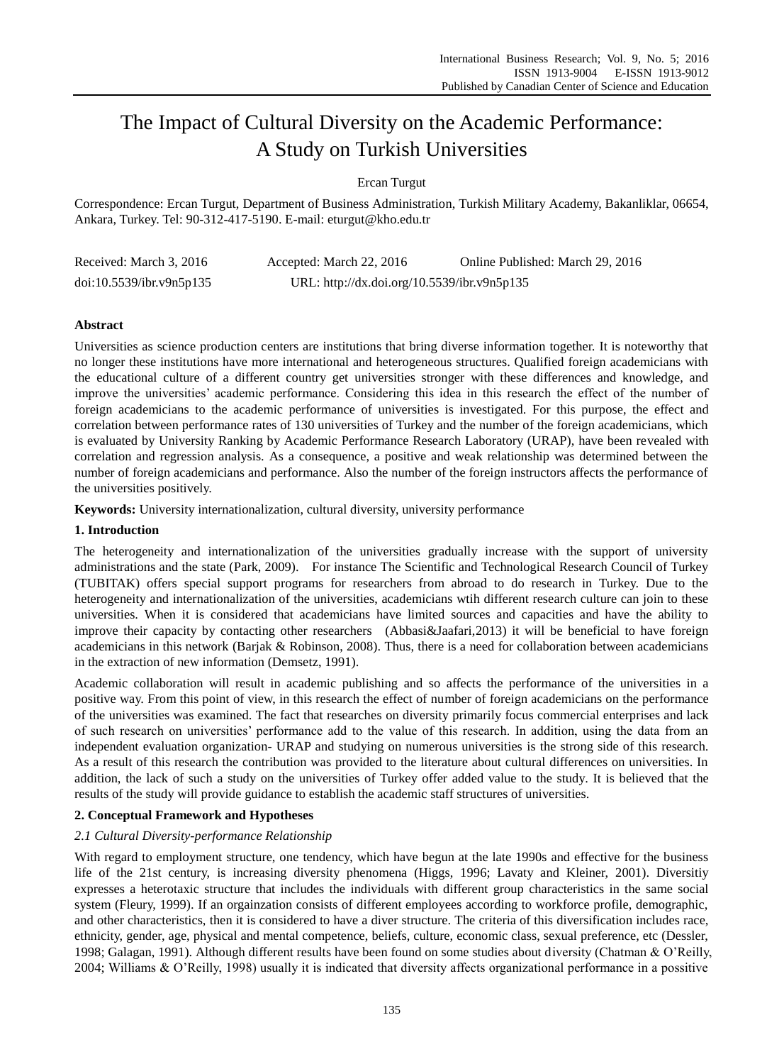# The Impact of Cultural Diversity on the Academic Performance: A Study on Turkish Universities

Ercan Turgut

Correspondence: Ercan Turgut, Department of Business Administration, Turkish Military Academy, Bakanliklar, 06654, Ankara, Turkey. Tel: 90-312-417-5190. E-mail: eturgut@kho.edu.tr

| Received: March 3, 2016 | Accepted: March 22, 2016 | Online Published: March 29, 2016 |
|---|---|---|
| doi:10.5539/ibr.v9n5p135 | URL: http://dx.doi.org/10.5539/ibr.v9n5p135 | |

**Abstract**

Universities as science production centers are institutions that bring diverse information together. It is noteworthy that no longer these institutions have more international and heterogeneous structures. Qualified foreign academicians with the educational culture of a different country get universities stronger with these differences and knowledge, and improve the universities' academic performance. Considering this idea in this research the effect of the number of foreign academicians to the academic performance of universities is investigated. For this purpose, the effect and correlation between performance rates of 130 universities of Turkey and the number of the foreign academicians, which is evaluated by University Ranking by Academic Performance Research Laboratory (URAP), have been revealed with correlation and regression analysis. As a consequence, a positive and weak relationship was determined between the number of foreign academicians and performance. Also the number of the foreign instructors affects the performance of the universities positively.

**Keywords:** University internationalization, cultural diversity, university performance

## 1. Introduction

The heterogeneity and internationalization of the universities gradually increase with the support of university administrations and the state (Park, 2009). For instance The Scientific and Technological Research Council of Turkey (TUBITAK) offers special support programs for researchers from abroad to do research in Turkey. Due to the heterogeneity and internationalization of the universities, academicians wtih different research culture can join to these universities. When it is considered that academicians have limited sources and capacities and have the ability to improve their capacity by contacting other researchers (Abbasi&Jaafari,2013) it will be beneficial to have foreign academicians in this network (Barjak & Robinson, 2008). Thus, there is a need for collaboration between academicians in the extraction of new information (Demsetz, 1991).

Academic collaboration will result in academic publishing and so affects the performance of the universities in a positive way. From this point of view, in this research the effect of number of foreign academicians on the performance of the universities was examined. The fact that researches on diversity primarily focus commercial enterprises and lack of such research on universities' performance add to the value of this research. In addition, using the data from an independent evaluation organization- URAP and studying on numerous universities is the strong side of this research. As a result of this research the contribution was provided to the literature about cultural differences on universities. In addition, the lack of such a study on the universities of Turkey offer added value to the study. It is believed that the results of the study will provide guidance to establish the academic staff structures of universities.

## 2. Conceptual Framework and Hypotheses

### *2.1 Cultural Diversity-performance Relationship*

With regard to employment structure, one tendency, which have begun at the late 1990s and effective for the business life of the 21st century, is increasing diversity phenomena (Higgs, 1996; Lavaty and Kleiner, 2001). Diversitiy expresses a heterotaxic structure that includes the individuals with different group characteristics in the same social system (Fleury, 1999). If an orgainzation consists of different employees according to workforce profile, demographic, and other characteristics, then it is considered to have a diver structure. The criteria of this diversification includes race, ethnicity, gender, age, physical and mental competence, beliefs, culture, economic class, sexual preference, etc (Dessler, 1998; Galagan, 1991). Although different results have been found on some studies about diversity (Chatman & O'Reilly, 2004; Williams & O'Reilly, 1998) usually it is indicated that diversity affects organizational performance in a possitive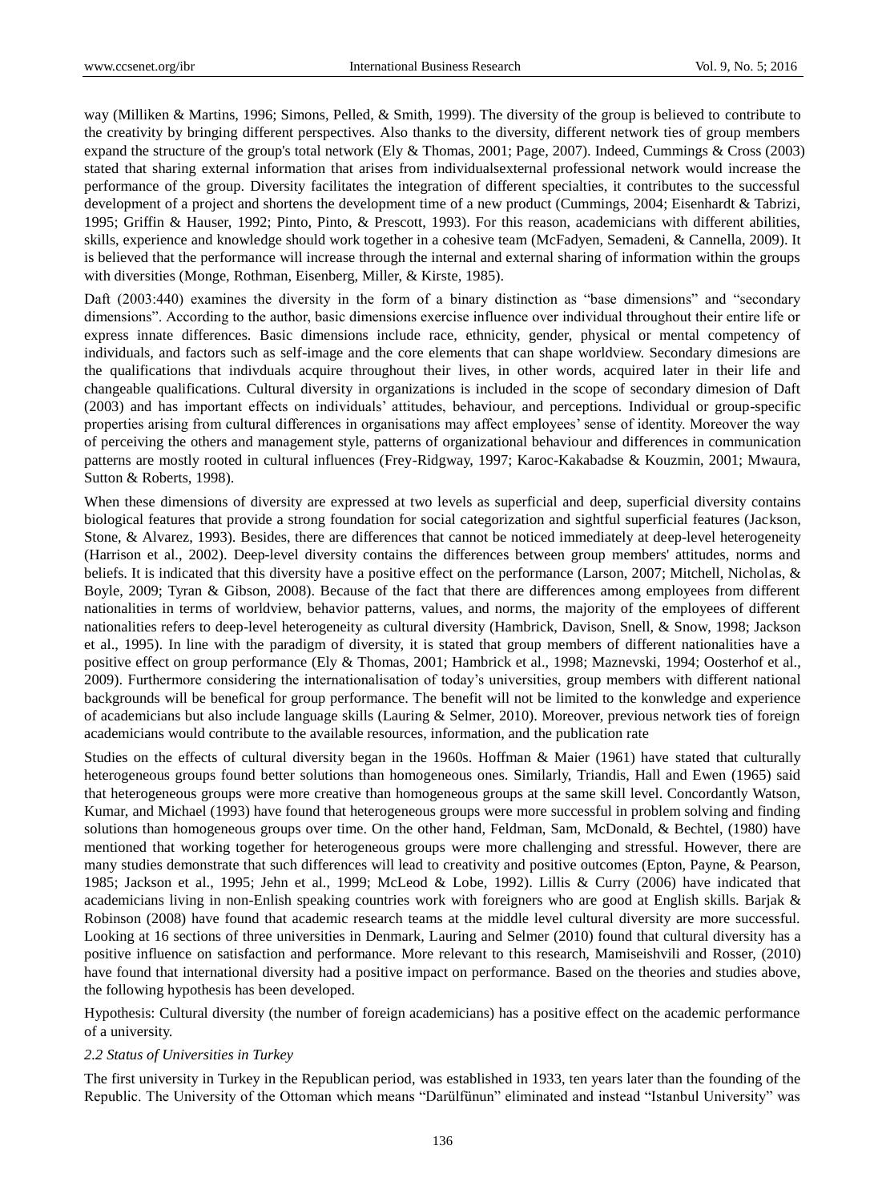way (Milliken & Martins, 1996; Simons, Pelled, & Smith, 1999). The diversity of the group is believed to contribute to the creativity by bringing different perspectives. Also thanks to the diversity, different network ties of group members expand the structure of the group's total network (Ely & Thomas, 2001; Page, 2007). Indeed, Cummings & Cross (2003) stated that sharing external information that arises from individualsexternal professional network would increase the performance of the group. Diversity facilitates the integration of different specialties, it contributes to the successful development of a project and shortens the development time of a new product (Cummings, 2004; Eisenhardt & Tabrizi, 1995; Griffin & Hauser, 1992; Pinto, Pinto, & Prescott, 1993). For this reason, academicians with different abilities, skills, experience and knowledge should work together in a cohesive team (McFadyen, Semadeni, & Cannella, 2009). It is believed that the performance will increase through the internal and external sharing of information within the groups with diversities (Monge, Rothman, Eisenberg, Miller, & Kirste, 1985).

Daft (2003:440) examines the diversity in the form of a binary distinction as "base dimensions" and "secondary dimensions". According to the author, basic dimensions exercise influence over individual throughout their entire life or express innate differences. Basic dimensions include race, ethnicity, gender, physical or mental competency of individuals, and factors such as self-image and the core elements that can shape worldview. Secondary dimesions are the qualifications that indivduals acquire throughout their lives, in other words, acquired later in their life and changeable qualifications. Cultural diversity in organizations is included in the scope of secondary dimesion of Daft (2003) and has important effects on individuals' attitudes, behaviour, and perceptions. Individual or group-specific properties arising from cultural differences in organisations may affect employees' sense of identity. Moreover the way of perceiving the others and management style, patterns of organizational behaviour and differences in communication patterns are mostly rooted in cultural influences (Frey-Ridgway, 1997; Karoc-Kakabadse & Kouzmin, 2001; Mwaura, Sutton & Roberts, 1998).

When these dimensions of diversity are expressed at two levels as superficial and deep, superficial diversity contains biological features that provide a strong foundation for social categorization and sightful superficial features (Jackson, Stone, & Alvarez, 1993). Besides, there are differences that cannot be noticed immediately at deep-level heterogeneity (Harrison et al., 2002). Deep-level diversity contains the differences between group members' attitudes, norms and beliefs. It is indicated that this diversity have a positive effect on the performance (Larson, 2007; Mitchell, Nicholas, & Boyle, 2009; Tyran & Gibson, 2008). Because of the fact that there are differences among employees from different nationalities in terms of worldview, behavior patterns, values, and norms, the majority of the employees of different nationalities refers to deep-level heterogeneity as cultural diversity (Hambrick, Davison, Snell, & Snow, 1998; Jackson et al., 1995). In line with the paradigm of diversity, it is stated that group members of different nationalities have a positive effect on group performance (Ely & Thomas, 2001; Hambrick et al., 1998; Maznevski, 1994; Oosterhof et al., 2009). Furthermore considering the internationalisation of today's universities, group members with different national backgrounds will be benefical for group performance. The benefit will not be limited to the konwledge and experience of academicians but also include language skills (Lauring & Selmer, 2010). Moreover, previous network ties of foreign academicians would contribute to the available resources, information, and the publication rate

Studies on the effects of cultural diversity began in the 1960s. Hoffman & Maier (1961) have stated that culturally heterogeneous groups found better solutions than homogeneous ones. Similarly, Triandis, Hall and Ewen (1965) said that heterogeneous groups were more creative than homogeneous groups at the same skill level. Concordantly Watson, Kumar, and Michael (1993) have found that heterogeneous groups were more successful in problem solving and finding solutions than homogeneous groups over time. On the other hand, Feldman, Sam, McDonald, & Bechtel, (1980) have mentioned that working together for heterogeneous groups were more challenging and stressful. However, there are many studies demonstrate that such differences will lead to creativity and positive outcomes (Epton, Payne, & Pearson, 1985; Jackson et al., 1995; Jehn et al., 1999; McLeod & Lobe, 1992). Lillis & Curry (2006) have indicated that academicians living in non-Enlish speaking countries work with foreigners who are good at English skills. Barjak & Robinson (2008) have found that academic research teams at the middle level cultural diversity are more successful. Looking at 16 sections of three universities in Denmark, Lauring and Selmer (2010) found that cultural diversity has a positive influence on satisfaction and performance. More relevant to this research, Mamiseishvili and Rosser, (2010) have found that international diversity had a positive impact on performance. Based on the theories and studies above, the following hypothesis has been developed.

Hypothesis: Cultural diversity (the number of foreign academicians) has a positive effect on the academic performance of a university.

### *2.2 Status of Universities in Turkey*

The first university in Turkey in the Republican period, was established in 1933, ten years later than the founding of the Republic. The University of the Ottoman which means "Darülfünun" eliminated and instead "Istanbul University" was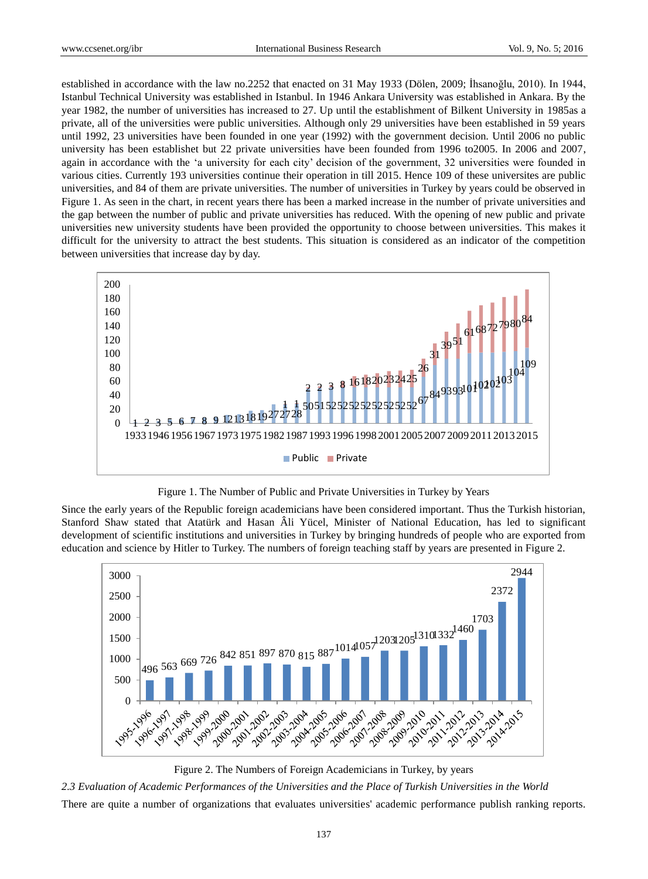established in accordance with the law no.2252 that enacted on 31 May 1933 (Dölen, 2009; İhsanoğlu, 2010). In 1944, Istanbul Technical University was established in Istanbul. In 1946 Ankara University was established in Ankara. By the year 1982, the number of universities has increased to 27. Up until the establishment of Bilkent University in 1985as a private, all of the universities were public universities. Although only 29 universities have been established in 59 years until 1992, 23 universities have been founded in one year (1992) with the government decision. Until 2006 no public university has been establishet but 22 private universities have been founded from 1996 to2005. In 2006 and 2007, again in accordance with the 'a university for each city' decision of the government, 32 universities were founded in various cities. Currently 193 universities continue their operation in till 2015. Hence 109 of these universites are public universities, and 84 of them are private universities. The number of universities in Turkey by years could be observed in Figure 1. As seen in the chart, in recent years there has been a marked increase in the number of private universities and the gap between the number of public and private universities has reduced. With the opening of new public and private universities new university students have been provided the opportunity to choose between universities. This makes it difficult for the university to attract the best students. This situation is considered as an indicator of the competition between universities that increase day by day.

Figure 1. The Number of Public and Private Universities in Turkey by Years

Since the early years of the Republic foreign academicians have been considered important. Thus the Turkish historian, Stanford Shaw stated that Atatürk and Hasan Âli Yücel, Minister of National Education, has led to significant development of scientific institutions and universities in Turkey by bringing hundreds of people who are exported from education and science by Hitler to Turkey. The numbers of foreign teaching staff by years are presented in Figure 2.

Figure 2. The Numbers of Foreign Academicians in Turkey, by years

*2.3 Evaluation of Academic Performances of the Universities and the Place of Turkish Universities in the World*

There are quite a number of organizations that evaluates universities' academic performance publish ranking reports.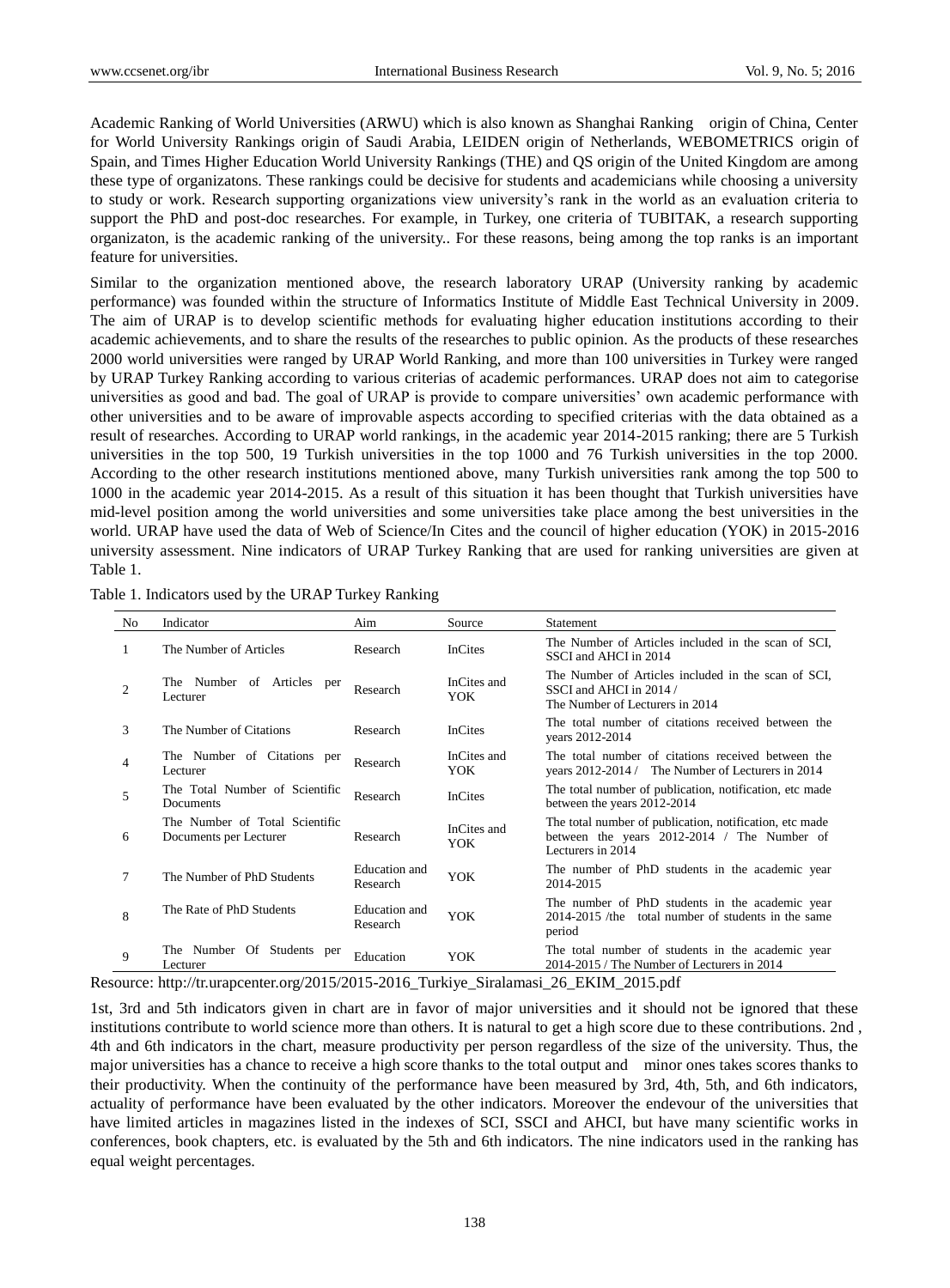Academic Ranking of World Universities (ARWU) which is also known as Shanghai Ranking origin of China, Center for World University Rankings origin of Saudi Arabia, LEIDEN origin of Netherlands, WEBOMETRICS origin of Spain, and Times Higher Education World University Rankings (THE) and QS origin of the United Kingdom are among these type of organizatons. These rankings could be decisive for students and academicians while choosing a university to study or work. Research supporting organizations view university's rank in the world as an evaluation criteria to support the PhD and post-doc researches. For example, in Turkey, one criteria of TUBITAK, a research supporting organizaton, is the academic ranking of the university.. For these reasons, being among the top ranks is an important feature for universities.

Similar to the organization mentioned above, the research laboratory URAP (University ranking by academic performance) was founded within the structure of Informatics Institute of Middle East Technical University in 2009. The aim of URAP is to develop scientific methods for evaluating higher education institutions according to their academic achievements, and to share the results of the researches to public opinion. As the products of these researches 2000 world universities were ranged by URAP World Ranking, and more than 100 universities in Turkey were ranged by URAP Turkey Ranking according to various criterias of academic performances. URAP does not aim to categorise universities as good and bad. The goal of URAP is provide to compare universities' own academic performance with other universities and to be aware of improvable aspects according to specified criterias with the data obtained as a result of researches. According to URAP world rankings, in the academic year 2014-2015 ranking; there are 5 Turkish universities in the top 500, 19 Turkish universities in the top 1000 and 76 Turkish universities in the top 2000. According to the other research institutions mentioned above, many Turkish universities rank among the top 500 to 1000 in the academic year 2014-2015. As a result of this situation it has been thought that Turkish universities have mid-level position among the world universities and some universities take place among the best universities in the world. URAP have used the data of Web of Science/In Cites and the council of higher education (YOK) in 2015-2016 university assessment. Nine indicators of URAP Turkey Ranking that are used for ranking universities are given at Table 1.

Table 1. Indicators used by the URAP Turkey Ranking

| No | Indicator | Aim | Source | Statement |
|---|---|---|---|---|
| 1 | The Number of Articles | Research | InCites | The Number of Articles included in the scan of SCI, SSCI and AHCI in 2014 |
| 2 | The Number of Articles per Lecturer | Research | InCites and YOK | The Number of Articles included in the scan of SCI, SSCI and AHCI in 2014 / The Number of Lecturers in 2014 |
| 3 | The Number of Citations | Research | InCites | The total number of citations received between the years 2012-2014 |
| 4 | The Number of Citations per Lecturer | Research | InCites and YOK | The total number of citations received between the years 2012-2014 / The Number of Lecturers in 2014 |
| 5 | The Total Number of Scientific Documents | Research | InCites | The total number of publication, notification, etc made between the years 2012-2014 |
| 6 | The Number of Total Scientific Documents per Lecturer | Research | InCites and YOK | The total number of publication, notification, etc made between the years 2012-2014 / The Number of Lecturers in 2014 |
| 7 | The Number of PhD Students | Education and Research | YOK | The number of PhD students in the academic year 2014-2015 |
| 8 | The Rate of PhD Students | Education and Research | YOK | The number of PhD students in the academic year 2014-2015 /the total number of students in the same period |
| 9 | The Number Of Students per Lecturer | Education | YOK | The total number of students in the academic year 2014-2015 / The Number of Lecturers in 2014 |

Resource: http://tr.urapcenter.org/2015/2015-2016_Turkiye_Siralamasi_26_EKIM_2015.pdf

1st, 3rd and 5th indicators given in chart are in favor of major universities and it should not be ignored that these institutions contribute to world science more than others. It is natural to get a high score due to these contributions. 2nd , 4th and 6th indicators in the chart, measure productivity per person regardless of the size of the university. Thus, the major universities has a chance to receive a high score thanks to the total output and minor ones takes scores thanks to their productivity. When the continuity of the performance have been measured by 3rd, 4th, 5th, and 6th indicators, actuality of performance have been evaluated by the other indicators. Moreover the endevour of the universities that have limited articles in magazines listed in the indexes of SCI, SSCI and AHCI, but have many scientific works in conferences, book chapters, etc. is evaluated by the 5th and 6th indicators. The nine indicators used in the ranking has equal weight percentages.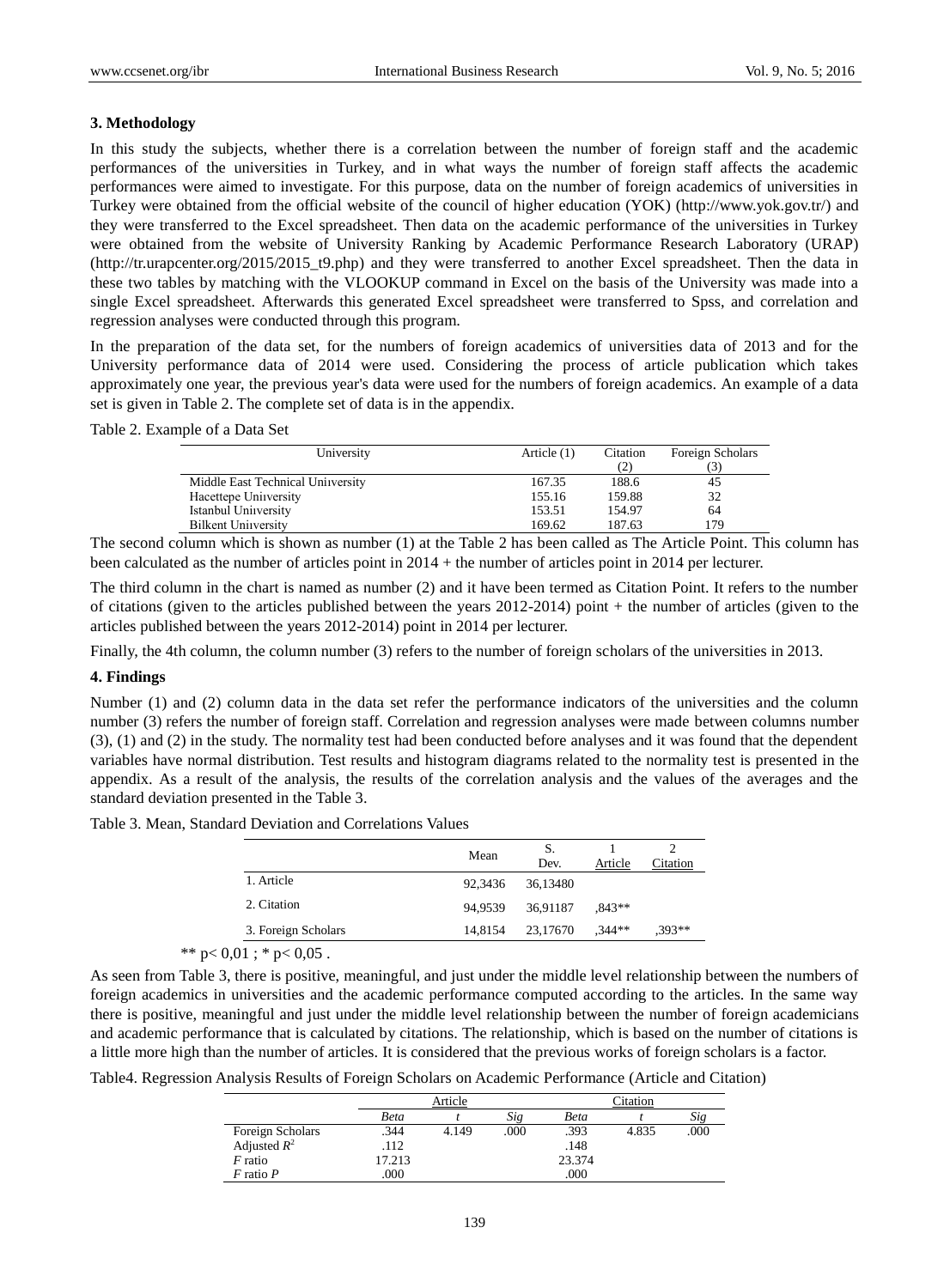## 3. Methodology

In this study the subjects, whether there is a correlation between the number of foreign staff and the academic performances of the universities in Turkey, and in what ways the number of foreign staff affects the academic performances were aimed to investigate. For this purpose, data on the number of foreign academics of universities in Turkey were obtained from the official website of the council of higher education (YOK) (http://www.yok.gov.tr/) and they were transferred to the Excel spreadsheet. Then data on the academic performance of the universities in Turkey were obtained from the website of University Ranking by Academic Performance Research Laboratory (URAP) (http://tr.urapcenter.org/2015/2015_t9.php) and they were transferred to another Excel spreadsheet. Then the data in these two tables by matching with the VLOOKUP command in Excel on the basis of the University was made into a single Excel spreadsheet. Afterwards this generated Excel spreadsheet were transferred to Spss, and correlation and regression analyses were conducted through this program.

In the preparation of the data set, for the numbers of foreign academics of universities data of 2013 and for the University performance data of 2014 were used. Considering the process of article publication which takes approximately one year, the previous year's data were used for the numbers of foreign academics. An example of a data set is given in Table 2. The complete set of data is in the appendix.

Table 2. Example of a Data Set

| University | Article (1) | Citation (2) | Foreign Scholars (3) |
|---|---|---|---|
| Middle East Technical University | 167.35 | 188.6 | 45 |
| Hacettepe University | 155.16 | 159.88 | 32 |
| Istanbul University | 153.51 | 154.97 | 64 |
| Bilkent University | 169.62 | 187.63 | 179 |

The second column which is shown as number (1) at the Table 2 has been called as The Article Point. This column has been calculated as the number of articles point in 2014 + the number of articles point in 2014 per lecturer.

The third column in the chart is named as number (2) and it have been termed as Citation Point. It refers to the number of citations (given to the articles published between the years 2012-2014) point + the number of articles (given to the articles published between the years 2012-2014) point in 2014 per lecturer.

Finally, the 4th column, the column number (3) refers to the number of foreign scholars of the universities in 2013.

## 4. Findings

Number (1) and (2) column data in the data set refer the performance indicators of the universities and the column number (3) refers the number of foreign staff. Correlation and regression analyses were made between columns number (3), (1) and (2) in the study. The normality test had been conducted before analyses and it was found that the dependent variables have normal distribution. Test results and histogram diagrams related to the normality test is presented in the appendix. As a result of the analysis, the results of the correlation analysis and the values of the averages and the standard deviation presented in the Table 3.

Table 3. Mean, Standard Deviation and Correlations Values

| | Mean | S. Dev. | 1 Article | 2 Citation |
|---|---|---|---|---|
| 1. Article | 92,3436 | 36,13480 | | |
| 2. Citation | 94,9539 | 36,91187 | ,843** | |
| 3. Foreign Scholars | 14,8154 | 23,17670 | ,344** | ,393** |

** $p< 0,01$ ; * $p< 0,05$ .

As seen from Table 3, there is positive, meaningful, and just under the middle level relationship between the numbers of foreign academics in universities and the academic performance computed according to the articles. In the same way there is positive, meaningful and just under the middle level relationship between the number of foreign academicians and academic performance that is calculated by citations. The relationship, which is based on the number of citations is a little more high than the number of articles. It is considered that the previous works of foreign scholars is a factor.

Table4. Regression Analysis Results of Foreign Scholars on Academic Performance (Article and Citation)

| | Article | | | Citation | | |
|---|---|---|---|---|---|---|
| | *Beta* | *t* | *Sig* | *Beta* | *t* | *Sig* |
| Foreign Scholars | .344 | 4.149 | .000 | .393 | 4.835 | .000 |
| Adjusted $R^2$ | .112 | | | .148 | | |
| *F* ratio | 17.213 | | | 23.374 | | |
| *F* ratio *P* | .000 | | | .000 | | |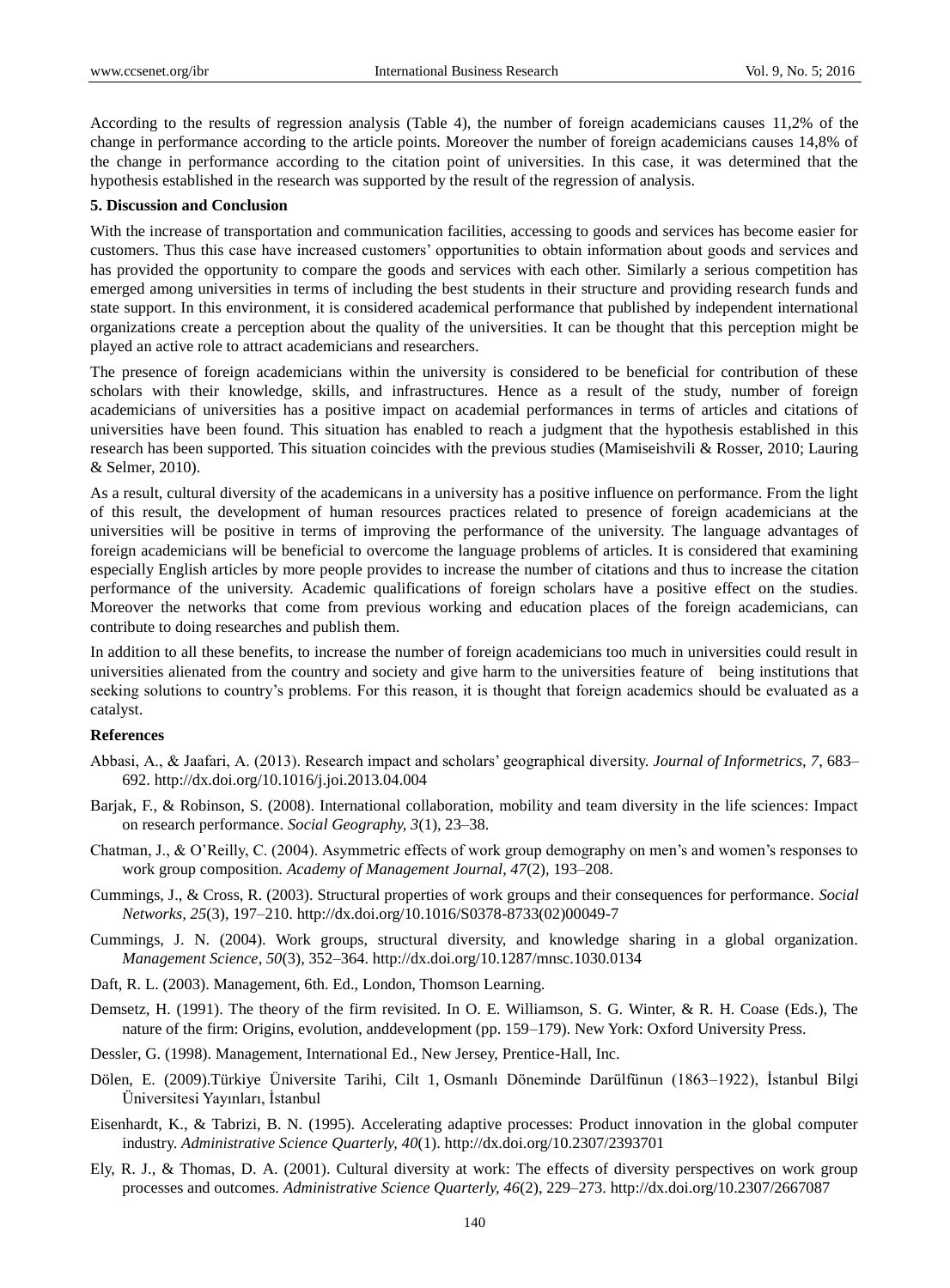According to the results of regression analysis (Table 4), the number of foreign academicians causes 11,2% of the change in performance according to the article points. Moreover the number of foreign academicians causes 14,8% of the change in performance according to the citation point of universities. In this case, it was determined that the hypothesis established in the research was supported by the result of the regression of analysis.

## 5. Discussion and Conclusion

With the increase of transportation and communication facilities, accessing to goods and services has become easier for customers. Thus this case have increased customers' opportunities to obtain information about goods and services and has provided the opportunity to compare the goods and services with each other. Similarly a serious competition has emerged among universities in terms of including the best students in their structure and providing research funds and state support. In this environment, it is considered academical performance that published by independent international organizations create a perception about the quality of the universities. It can be thought that this perception might be played an active role to attract academicians and researchers.

The presence of foreign academicians within the university is considered to be beneficial for contribution of these scholars with their knowledge, skills, and infrastructures. Hence as a result of the study, number of foreign academicians of universities has a positive impact on academial performances in terms of articles and citations of universities have been found. This situation has enabled to reach a judgment that the hypothesis established in this research has been supported. This situation coincides with the previous studies (Mamiseishvili & Rosser, 2010; Lauring & Selmer, 2010).

As a result, cultural diversity of the academicans in a university has a positive influence on performance. From the light of this result, the development of human resources practices related to presence of foreign academicians at the universities will be positive in terms of improving the performance of the university. The language advantages of foreign academicians will be beneficial to overcome the language problems of articles. It is considered that examining especially English articles by more people provides to increase the number of citations and thus to increase the citation performance of the university. Academic qualifications of foreign scholars have a positive effect on the studies. Moreover the networks that come from previous working and education places of the foreign academicians, can contribute to doing researches and publish them.

In addition to all these benefits, to increase the number of foreign academicians too much in universities could result in universities alienated from the country and society and give harm to the universities feature of being institutions that seeking solutions to country's problems. For this reason, it is thought that foreign academics should be evaluated as a catalyst.

## References

Abbasi, A., & Jaafari, A. (2013). Research impact and scholars' geographical diversity. *Journal of Informetrics, 7*, 683–692. http://dx.doi.org/10.1016/j.joi.2013.04.004

Barjak, F., & Robinson, S. (2008). International collaboration, mobility and team diversity in the life sciences: Impact on research performance. *Social Geography, 3*(1), 23–38.

Chatman, J., & O'Reilly, C. (2004). Asymmetric effects of work group demography on men's and women's responses to work group composition. *Academy of Management Journal, 47*(2), 193–208.

Cummings, J., & Cross, R. (2003). Structural properties of work groups and their consequences for performance. *Social Networks, 25*(3), 197–210. http://dx.doi.org/10.1016/S0378-8733(02)00049-7

Cummings, J. N. (2004). Work groups, structural diversity, and knowledge sharing in a global organization. *Management Science, 50*(3), 352–364. http://dx.doi.org/10.1287/mnsc.1030.0134

Daft, R. L. (2003). Management, 6th. Ed., London, Thomson Learning.

Demsetz, H. (1991). The theory of the firm revisited. In O. E. Williamson, S. G. Winter, & R. H. Coase (Eds.), The nature of the firm: Origins, evolution, anddevelopment (pp. 159–179). New York: Oxford University Press.

Dessler, G. (1998). Management, International Ed., New Jersey, Prentice-Hall, Inc.

Dölen, E. (2009).Türkiye Üniversite Tarihi, Cilt 1, Osmanlı Döneminde Darülfünun (1863–1922), İstanbul Bilgi Üniversitesi Yayınları, İstanbul

Eisenhardt, K., & Tabrizi, B. N. (1995). Accelerating adaptive processes: Product innovation in the global computer industry. *Administrative Science Quarterly, 40*(1). http://dx.doi.org/10.2307/2393701

Ely, R. J., & Thomas, D. A. (2001). Cultural diversity at work: The effects of diversity perspectives on work group processes and outcomes. *Administrative Science Quarterly, 46*(2), 229–273. http://dx.doi.org/10.2307/2667087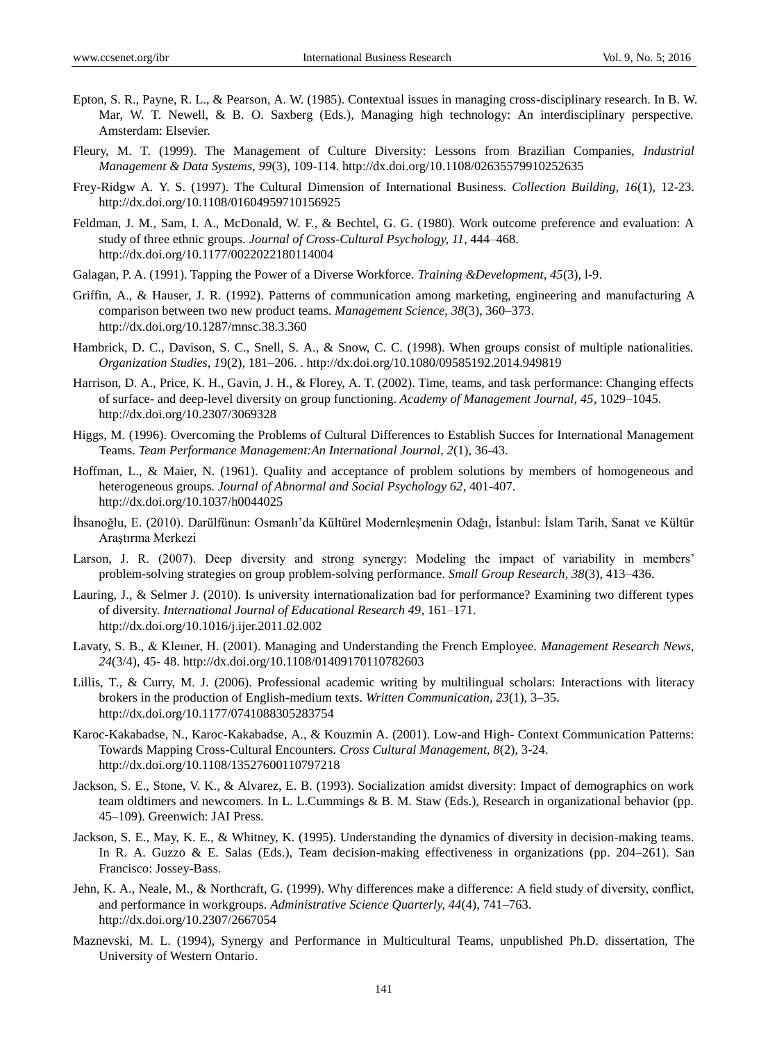Epton, S. R., Payne, R. L., & Pearson, A. W. (1985). Contextual issues in managing cross-disciplinary research. In B. W. Mar, W. T. Newell, & B. O. Saxberg (Eds.), Managing high technology: An interdisciplinary perspective. Amsterdam: Elsevier.

Fleury, M. T. (1999). The Management of Culture Diversity: Lessons from Brazilian Companies, *Industrial Management & Data Systems, 99*(3), 109-114. http://dx.doi.org/10.1108/02635579910252635

Frey-Ridgw A. Y. S. (1997). The Cultural Dimension of International Business. *Collection Building, 16*(1), 12-23. http://dx.doi.org/10.1108/01604959710156925

Feldman, J. M., Sam, I. A., McDonald, W. F., & Bechtel, G. G. (1980). Work outcome preference and evaluation: A study of three ethnic groups. *Journal of Cross-Cultural Psychology, 11*, 444–468. http://dx.doi.org/10.1177/0022022180114004

Galagan, P. A. (1991). Tapping the Power of a Diverse Workforce. *Training &Development, 45*(3), l-9.

Griffin, A., & Hauser, J. R. (1992). Patterns of communication among marketing, engineering and manufacturing A comparison between two new product teams. *Management Science, 38*(3), 360–373. http://dx.doi.org/10.1287/mnsc.38.3.360

Hambrick, D. C., Davison, S. C., Snell, S. A., & Snow, C. C. (1998). When groups consist of multiple nationalities. *Organization Studies, 19*(2), 181–206. . http://dx.doi.org/10.1080/09585192.2014.949819

Harrison, D. A., Price, K. H., Gavin, J. H., & Florey, A. T. (2002). Time, teams, and task performance: Changing effects of surface- and deep-level diversity on group functioning. *Academy of Management Journal, 45*, 1029–1045. http://dx.doi.org/10.2307/3069328

Higgs, M. (1996). Overcoming the Problems of Cultural Differences to Establish Succes for International Management Teams. *Team Performance Management:An International Journal, 2*(1), 36-43.

Hoffman, L., & Maier, N. (1961). Quality and acceptance of problem solutions by members of homogeneous and heterogeneous groups. *Journal of Abnormal and Social Psychology 62*, 401-407. http://dx.doi.org/10.1037/h0044025

İhsanoğlu, E. (2010). Darülfünun: Osmanlı'da Kültürel Modernleşmenin Odağı, İstanbul: İslam Tarih, Sanat ve Kültür Araştırma Merkezi

Larson, J. R. (2007). Deep diversity and strong synergy: Modeling the impact of variability in members' problem-solving strategies on group problem-solving performance. *Small Group Research, 38*(3), 413–436.

Lauring, J., & Selmer J. (2010). Is university internationalization bad for performance? Examining two different types of diversity. *International Journal of Educational Research 49*, 161–171. http://dx.doi.org/10.1016/j.ijer.2011.02.002

Lavaty, S. B., & Kleıner, H. (2001). Managing and Understanding the French Employee. *Management Research News, 24*(3/4), 45- 48. http://dx.doi.org/10.1108/01409170110782603

Lillis, T., & Curry, M. J. (2006). Professional academic writing by multilingual scholars: Interactions with literacy brokers in the production of English-medium texts. *Written Communication, 23*(1), 3–35. http://dx.doi.org/10.1177/0741088305283754

Karoc-Kakabadse, N., Karoc-Kakabadse, A., & Kouzmin A. (2001). Low-and High- Context Communication Patterns: Towards Mapping Cross-Cultural Encounters. *Cross Cultural Management, 8*(2), 3-24. http://dx.doi.org/10.1108/13527600110797218

Jackson, S. E., Stone, V. K., & Alvarez, E. B. (1993). Socialization amidst diversity: Impact of demographics on work team oldtimers and newcomers. In L. L.Cummings & B. M. Staw (Eds.), Research in organizational behavior (pp. 45–109). Greenwich: JAI Press.

Jackson, S. E., May, K. E., & Whitney, K. (1995). Understanding the dynamics of diversity in decision-making teams. In R. A. Guzzo & E. Salas (Eds.), Team decision-making effectiveness in organizations (pp. 204–261). San Francisco: Jossey-Bass.

Jehn, K. A., Neale, M., & Northcraft, G. (1999). Why differences make a difference: A field study of diversity, conflict, and performance in workgroups. *Administrative Science Quarterly, 44*(4), 741–763. http://dx.doi.org/10.2307/2667054

Maznevski, M. L. (1994), Synergy and Performance in Multicultural Teams, unpublished Ph.D. dissertation, The University of Western Ontario.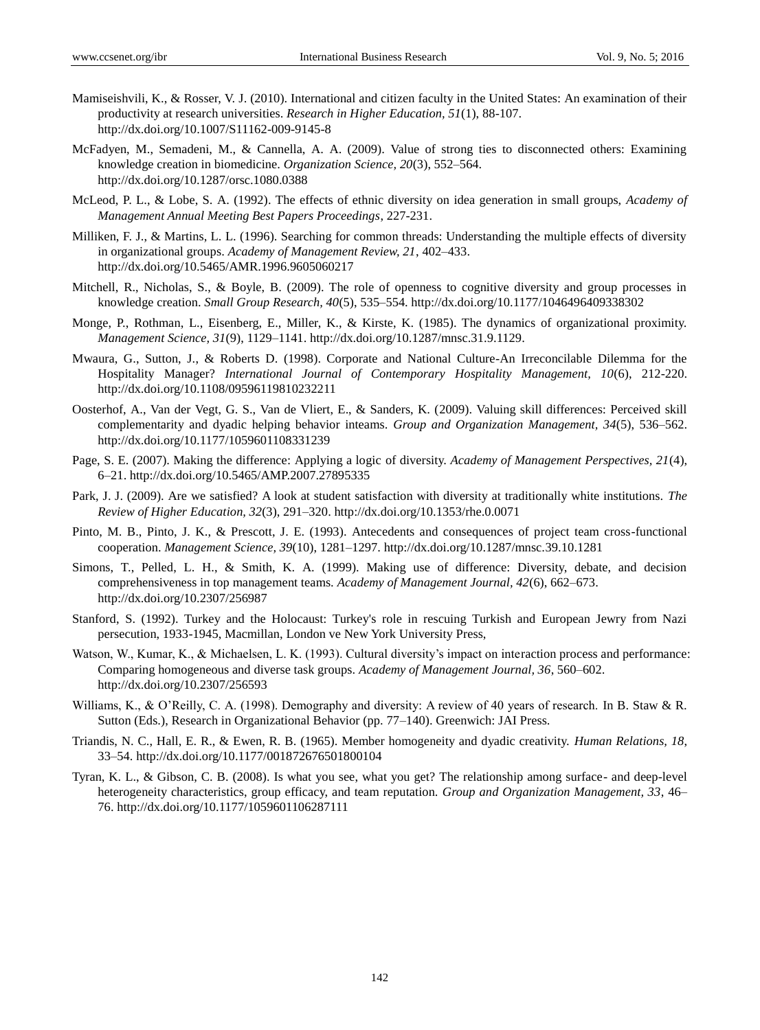Mamiseishvili, K., & Rosser, V. J. (2010). International and citizen faculty in the United States: An examination of their productivity at research universities. *Research in Higher Education, 51*(1), 88-107. http://dx.doi.org/10.1007/S11162-009-9145-8

McFadyen, M., Semadeni, M., & Cannella, A. A. (2009). Value of strong ties to disconnected others: Examining knowledge creation in biomedicine. *Organization Science, 20*(3), 552–564. http://dx.doi.org/10.1287/orsc.1080.0388

McLeod, P. L., & Lobe, S. A. (1992). The effects of ethnic diversity on idea generation in small groups, *Academy of Management Annual Meeting Best Papers Proceedings*, 227-231.

Milliken, F. J., & Martins, L. L. (1996). Searching for common threads: Understanding the multiple effects of diversity in organizational groups. *Academy of Management Review, 21*, 402–433. http://dx.doi.org/10.5465/AMR.1996.9605060217

Mitchell, R., Nicholas, S., & Boyle, B. (2009). The role of openness to cognitive diversity and group processes in knowledge creation. *Small Group Research, 40*(5), 535–554. http://dx.doi.org/10.1177/1046496409338302

Monge, P., Rothman, L., Eisenberg, E., Miller, K., & Kirste, K. (1985). The dynamics of organizational proximity. *Management Science, 31*(9), 1129–1141. http://dx.doi.org/10.1287/mnsc.31.9.1129.

Mwaura, G., Sutton, J., & Roberts D. (1998). Corporate and National Culture-An Irreconcilable Dilemma for the Hospitality Manager? *International Journal of Contemporary Hospitality Management, 10*(6), 212-220. http://dx.doi.org/10.1108/09596119810232211

Oosterhof, A., Van der Vegt, G. S., Van de Vliert, E., & Sanders, K. (2009). Valuing skill differences: Perceived skill complementarity and dyadic helping behavior inteams. *Group and Organization Management, 34*(5), 536–562. http://dx.doi.org/10.1177/1059601108331239

Page, S. E. (2007). Making the difference: Applying a logic of diversity. *Academy of Management Perspectives, 21*(4), 6–21. http://dx.doi.org/10.5465/AMP.2007.27895335

Park, J. J. (2009). Are we satisfied? A look at student satisfaction with diversity at traditionally white institutions. *The Review of Higher Education, 32*(3), 291–320. http://dx.doi.org/10.1353/rhe.0.0071

Pinto, M. B., Pinto, J. K., & Prescott, J. E. (1993). Antecedents and consequences of project team cross-functional cooperation. *Management Science, 39*(10), 1281–1297. http://dx.doi.org/10.1287/mnsc.39.10.1281

Simons, T., Pelled, L. H., & Smith, K. A. (1999). Making use of difference: Diversity, debate, and decision comprehensiveness in top management teams. *Academy of Management Journal, 42*(6), 662–673. http://dx.doi.org/10.2307/256987

Stanford, S. (1992). Turkey and the Holocaust: Turkey's role in rescuing Turkish and European Jewry from Nazi persecution, 1933-1945, Macmillan, London ve New York University Press,

Watson, W., Kumar, K., & Michaelsen, L. K. (1993). Cultural diversity's impact on interaction process and performance: Comparing homogeneous and diverse task groups. *Academy of Management Journal, 36*, 560–602. http://dx.doi.org/10.2307/256593

Williams, K., & O'Reilly, C. A. (1998). Demography and diversity: A review of 40 years of research. In B. Staw & R. Sutton (Eds.), Research in Organizational Behavior (pp. 77–140). Greenwich: JAI Press.

Triandis, N. C., Hall, E. R., & Ewen, R. B. (1965). Member homogeneity and dyadic creativity. *Human Relations, 18*, 33–54. http://dx.doi.org/10.1177/001872676501800104

Tyran, K. L., & Gibson, C. B. (2008). Is what you see, what you get? The relationship among surface- and deep-level heterogeneity characteristics, group efficacy, and team reputation. *Group and Organization Management, 33*, 46–76. http://dx.doi.org/10.1177/1059601106287111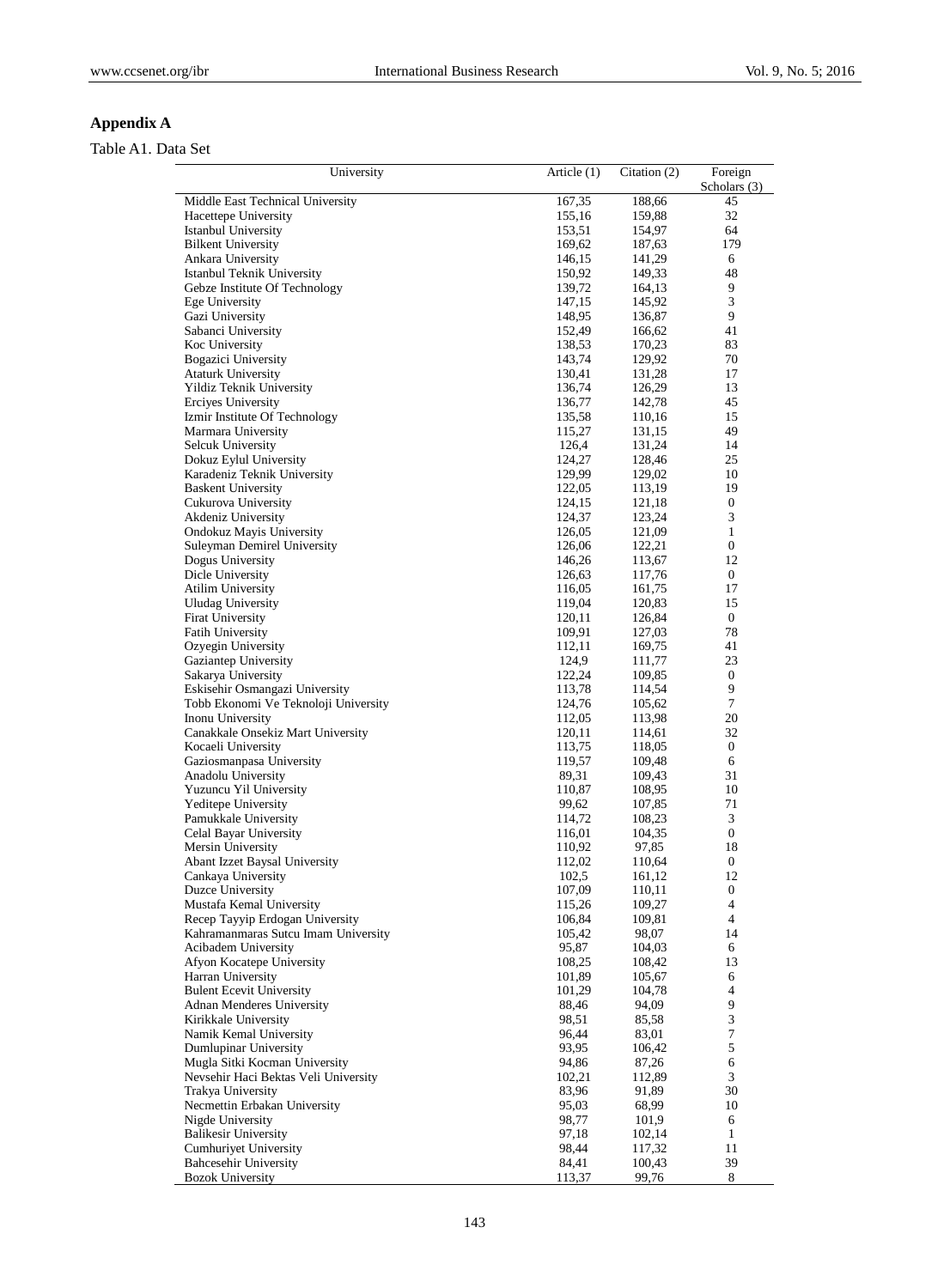## Appendix A

Table A1. Data Set

| University | Article (1) | Citation (2) | Foreign Scholars (3) |
|---|---|---|---|
| Middle East Technical University | 167,35 | 188,66 | 45 |
| Hacettepe University | 155,16 | 159,88 | 32 |
| Istanbul University | 153,51 | 154,97 | 64 |
| Bilkent University | 169,62 | 187,63 | 179 |
| Ankara University | 146,15 | 141,29 | 6 |
| Istanbul Teknik University | 150,92 | 149,33 | 48 |
| Gebze Institute Of Technology | 139,72 | 164,13 | 9 |
| Ege University | 147,15 | 145,92 | 3 |
| Gazi University | 148,95 | 136,87 | 9 |
| Sabanci University | 152,49 | 166,62 | 41 |
| Koc University | 138,53 | 170,23 | 83 |
| Bogazici University | 143,74 | 129,92 | 70 |
| Ataturk University | 130,41 | 131,28 | 17 |
| Yildiz Teknik University | 136,74 | 126,29 | 13 |
| Erciyes University | 136,77 | 142,78 | 45 |
| Izmir Institute Of Technology | 135,58 | 110,16 | 15 |
| Marmara University | 115,27 | 131,15 | 49 |
| Selcuk University | 126,4 | 131,24 | 14 |
| Dokuz Eylul University | 124,27 | 128,46 | 25 |
| Karadeniz Teknik University | 129,99 | 129,02 | 10 |
| Baskent University | 122,05 | 113,19 | 19 |
| Cukurova University | 124,15 | 121,18 | 0 |
| Akdeniz University | 124,37 | 123,24 | 3 |
| Ondokuz Mayis University | 126,05 | 121,09 | 1 |
| Suleyman Demirel University | 126,06 | 122,21 | 0 |
| Dogus University | 146,26 | 113,67 | 12 |
| Dicle University | 126,63 | 117,76 | 0 |
| Atilim University | 116,05 | 161,75 | 17 |
| Uludag University | 119,04 | 120,83 | 15 |
| Firat University | 120,11 | 126,84 | 0 |
| Fatih University | 109,91 | 127,03 | 78 |
| Ozyegin University | 112,11 | 169,75 | 41 |
| Gaziantep University | 124,9 | 111,77 | 23 |
| Sakarya University | 122,24 | 109,85 | 0 |
| Eskisehir Osmangazi University | 113,78 | 114,54 | 9 |
| Tobb Ekonomi Ve Teknoloji University | 124,76 | 105,62 | 7 |
| Inonu University | 112,05 | 113,98 | 20 |
| Canakkale Onsekiz Mart University | 120,11 | 114,61 | 32 |
| Kocaeli University | 113,75 | 118,05 | 0 |
| Gaziosmanpasa University | 119,57 | 109,48 | 6 |
| Anadolu University | 89,31 | 109,43 | 31 |
| Yuzuncu Yil University | 110,87 | 108,95 | 10 |
| Yeditepe University | 99,62 | 107,85 | 71 |
| Pamukkale University | 114,72 | 108,23 | 3 |
| Celal Bayar University | 116,01 | 104,35 | 0 |
| Mersin University | 110,92 | 97,85 | 18 |
| Abant Izzet Baysal University | 112,02 | 110,64 | 0 |
| Cankaya University | 102,5 | 161,12 | 12 |
| Duzce University | 107,09 | 110,11 | 0 |
| Mustafa Kemal University | 115,26 | 109,27 | 4 |
| Recep Tayyip Erdogan University | 106,84 | 109,81 | 4 |
| Kahramanmaras Sutcu Imam University | 105,42 | 98,07 | 14 |
| Acibadem University | 95,87 | 104,03 | 6 |
| Afyon Kocatepe University | 108,25 | 108,42 | 13 |
| Harran University | 101,89 | 105,67 | 6 |
| Bulent Ecevit University | 101,29 | 104,78 | 4 |
| Adnan Menderes University | 88,46 | 94,09 | 9 |
| Kirikkale University | 98,51 | 85,58 | 3 |
| Namik Kemal University | 96,44 | 83,01 | 7 |
| Dumlupinar University | 93,95 | 106,42 | 5 |
| Mugla Sitki Kocman University | 94,86 | 87,26 | 6 |
| Nevsehir Haci Bektas Veli University | 102,21 | 112,89 | 3 |
| Trakya University | 83,96 | 91,89 | 30 |
| Necmettin Erbakan University | 95,03 | 68,99 | 10 |
| Nigde University | 98,77 | 101,9 | 6 |
| Balikesir University | 97,18 | 102,14 | 1 |
| Cumhuriyet University | 98,44 | 117,32 | 11 |
| Bahcesehir University | 84,41 | 100,43 | 39 |
| Bozok University | 113,37 | 99,76 | 8 |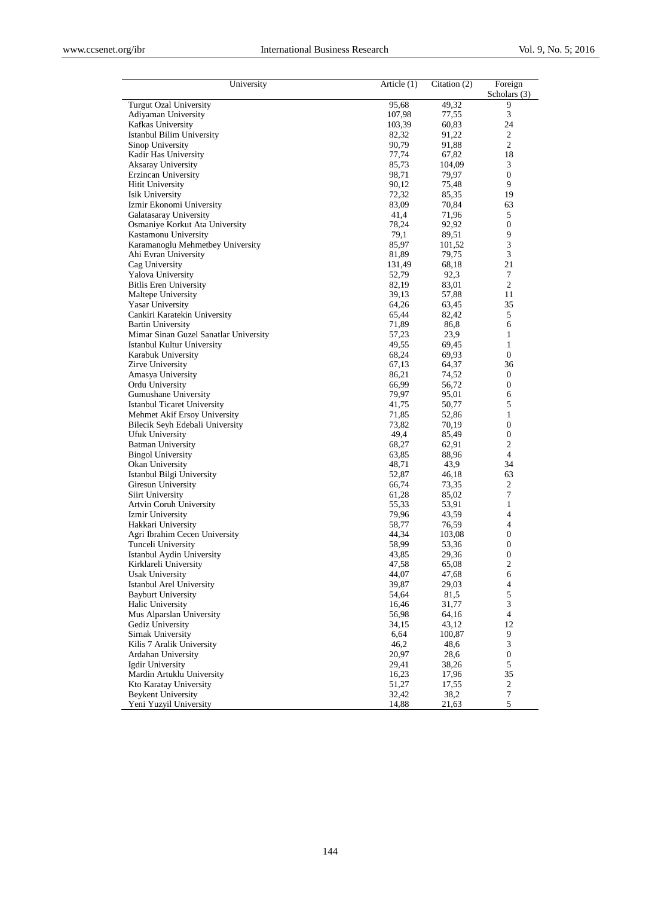| University | Article (1) | Citation (2) | Foreign Scholars (3) |
|---|---|---|---|
| Turgut Ozal University | 95,68 | 49,32 | 9 |
| Adiyaman University | 107,98 | 77,55 | 3 |
| Kafkas University | 103,39 | 60,83 | 24 |
| Istanbul Bilim University | 82,32 | 91,22 | 2 |
| Sinop University | 90,79 | 91,88 | 2 |
| Kadir Has University | 77,74 | 67,82 | 18 |
| Aksaray University | 85,73 | 104,09 | 3 |
| Erzincan University | 98,71 | 79,97 | 0 |
| Hitit University | 90,12 | 75,48 | 9 |
| Isik University | 72,32 | 85,35 | 19 |
| Izmir Ekonomi University | 83,09 | 70,84 | 63 |
| Galatasaray University | 41,4 | 71,96 | 5 |
| Osmaniye Korkut Ata University | 78,24 | 92,92 | 0 |
| Kastamonu University | 79,1 | 89,51 | 9 |
| Karamanoglu Mehmetbey University | 85,97 | 101,52 | 3 |
| Ahi Evran University | 81,89 | 79,75 | 3 |
| Cag University | 131,49 | 68,18 | 21 |
| Yalova University | 52,79 | 92,3 | 7 |
| Bitlis Eren University | 82,19 | 83,01 | 2 |
| Maltepe University | 39,13 | 57,88 | 11 |
| Yasar University | 64,26 | 63,45 | 35 |
| Cankiri Karatekin University | 65,44 | 82,42 | 5 |
| Bartin University | 71,89 | 86,8 | 6 |
| Mimar Sinan Guzel Sanatlar University | 57,23 | 23,9 | 1 |
| Istanbul Kultur University | 49,55 | 69,45 | 1 |
| Karabuk University | 68,24 | 69,93 | 0 |
| Zirve University | 67,13 | 64,37 | 36 |
| Amasya University | 86,21 | 74,52 | 0 |
| Ordu University | 66,99 | 56,72 | 0 |
| Gumushane University | 79,97 | 95,01 | 6 |
| Istanbul Ticaret University | 41,75 | 50,77 | 5 |
| Mehmet Akif Ersoy University | 71,85 | 52,86 | 1 |
| Bilecik Seyh Edebali University | 73,82 | 70,19 | 0 |
| Ufuk University | 49,4 | 85,49 | 0 |
| Batman University | 68,27 | 62,91 | 2 |
| Bingol University | 63,85 | 88,96 | 4 |
| Okan University | 48,71 | 43,9 | 34 |
| Istanbul Bilgi University | 52,87 | 46,18 | 63 |
| Giresun University | 66,74 | 73,35 | 2 |
| Siirt University | 61,28 | 85,02 | 7 |
| Artvin Coruh University | 55,33 | 53,91 | 1 |
| Izmir University | 79,96 | 43,59 | 4 |
| Hakkari University | 58,77 | 76,59 | 4 |
| Agri Ibrahim Cecen University | 44,34 | 103,08 | 0 |
| Tunceli University | 58,99 | 53,36 | 0 |
| Istanbul Aydin University | 43,85 | 29,36 | 0 |
| Kirklareli University | 47,58 | 65,08 | 2 |
| Usak University | 44,07 | 47,68 | 6 |
| Istanbul Arel University | 39,87 | 29,03 | 4 |
| Bayburt University | 54,64 | 81,5 | 5 |
| Halic University | 16,46 | 31,77 | 3 |
| Mus Alparslan University | 56,98 | 64,16 | 4 |
| Gediz University | 34,15 | 43,12 | 12 |
| Sirnak University | 6,64 | 100,87 | 9 |
| Kilis 7 Aralik University | 46,2 | 48,6 | 3 |
| Ardahan University | 20,97 | 28,6 | 0 |
| Igdir University | 29,41 | 38,26 | 5 |
| Mardin Artuklu University | 16,23 | 17,96 | 35 |
| Kto Karatay University | 51,27 | 17,55 | 2 |
| Beykent University | 32,42 | 38,2 | 7 |
| Yeni Yuzyil University | 14,88 | 21,63 | 5 |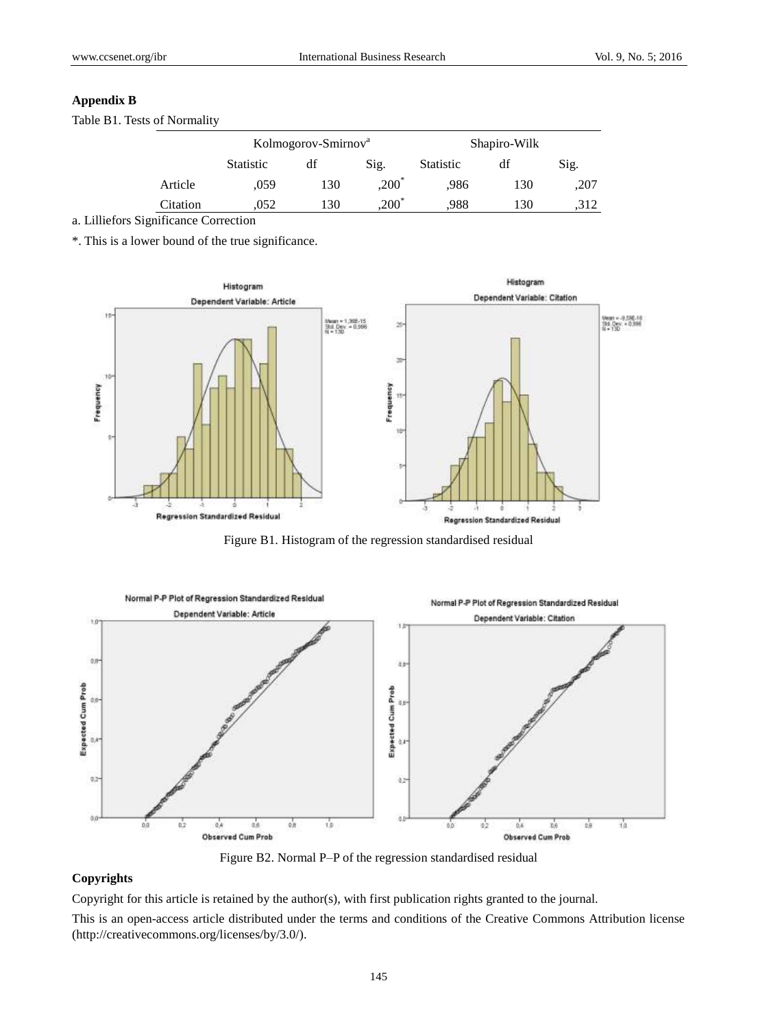## Appendix B

Table B1. Tests of Normality

| | Kolmogorov-Smirnov[a] | | | Shapiro-Wilk | | |
|---|---|---|---|---|---|---|
| | Statistic | df | Sig. | Statistic | df | Sig. |
| Article | ,059 | 130 | ,200* | ,986 | 130 | ,207 |
| Citation | ,052 | 130 | ,200* | ,988 | 130 | ,312 |

a. Lilliefors Significance Correction

*. This is a lower bound of the true significance.

Histogram
Dependent Variable: Article
Mean = 1,36E-15
Std. Dev. = 0,996
N = 130
Frequency
Regression Standardized Residual

Histogram
Dependent Variable: Citation
Mean = -9,59E-16
Std. Dev. = 0,996
N = 130
Frequency
Regression Standardized Residual

Figure B1. Histogram of the regression standardised residual

Normal P-P Plot of Regression Standardized Residual
Dependent Variable: Article
Expected Cum Prob
Observed Cum Prob

Normal P-P Plot of Regression Standardized Residual
Dependent Variable: Citation
Expected Cum Prob
Observed Cum Prob

Figure B2. Normal P–P of the regression standardised residual

## Copyrights

Copyright for this article is retained by the author(s), with first publication rights granted to the journal.

This is an open-access article distributed under the terms and conditions of the Creative Commons Attribution license (http://creativecommons.org/licenses/by/3.0/).